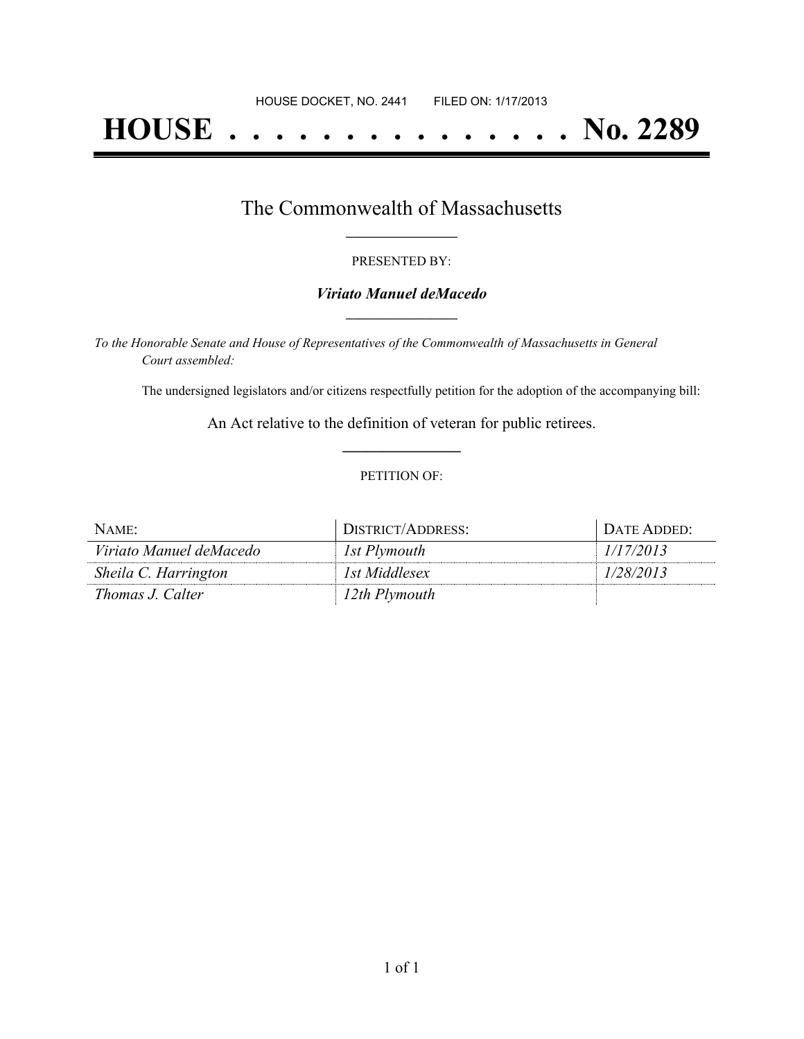HOUSE DOCKET, NO. 2441        FILED ON: 1/17/2013

# HOUSE . . . . . . . . . . . . . . . No. 2289

## The Commonwealth of Massachusetts

PRESENTED BY:

***Viriato Manuel deMacedo***

*To the Honorable Senate and House of Representatives of the Commonwealth of Massachusetts in General Court assembled:*

The undersigned legislators and/or citizens respectfully petition for the adoption of the accompanying bill:

An Act relative to the definition of veteran for public retirees.

PETITION OF:

| NAME: | DISTRICT/ADDRESS: | DATE ADDED: |
|---|---|---|
| *Viriato Manuel deMacedo* | *1st Plymouth* | *1/17/2013* |
| *Sheila C. Harrington* | *1st Middlesex* | *1/28/2013* |
| *Thomas J. Calter* | *12th Plymouth* | |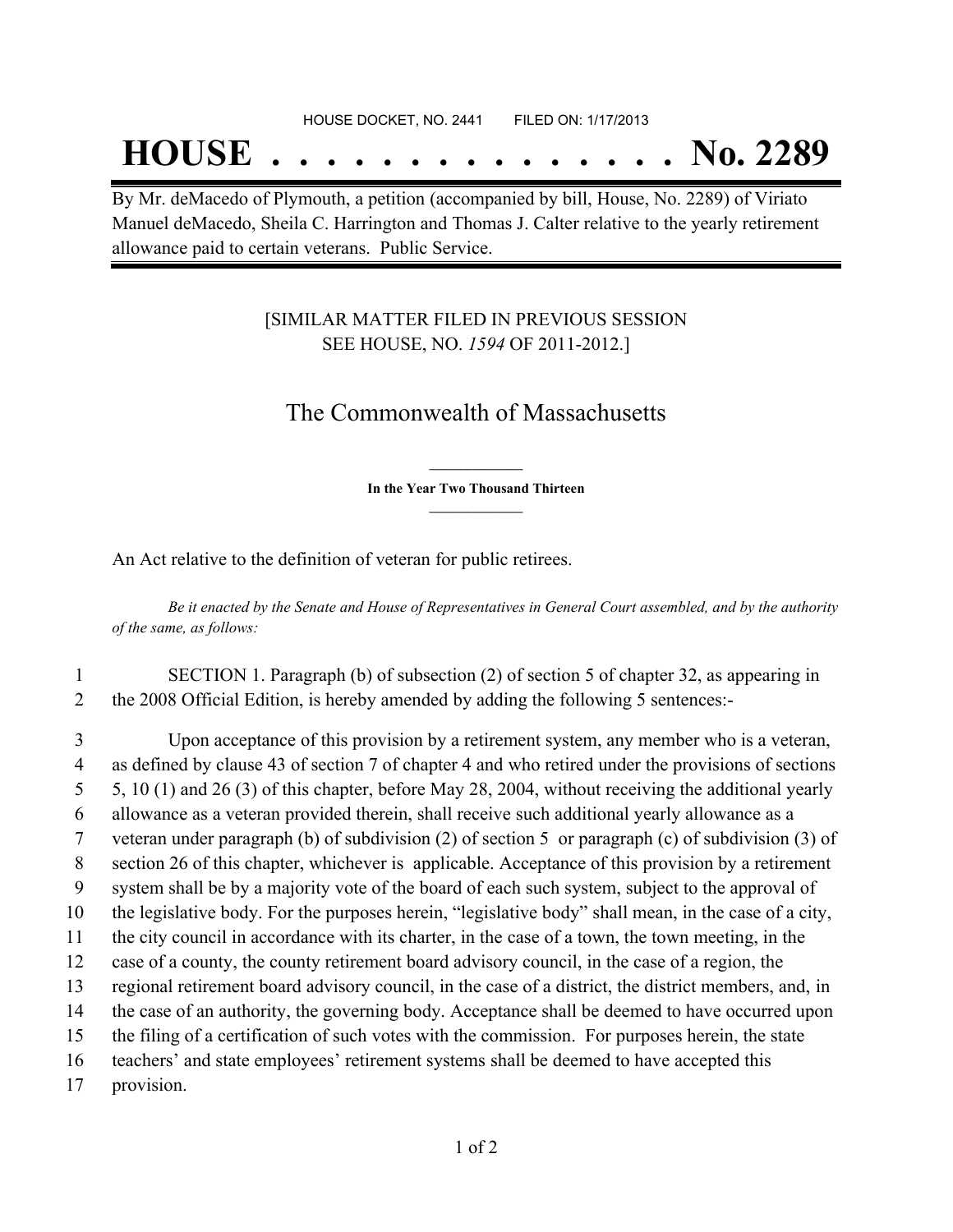HOUSE DOCKET, NO. 2441 FILED ON: 1/17/2013

# HOUSE . . . . . . . . . . . . . . . No. 2289

By Mr. deMacedo of Plymouth, a petition (accompanied by bill, House, No. 2289) of Viriato Manuel deMacedo, Sheila C. Harrington and Thomas J. Calter relative to the yearly retirement allowance paid to certain veterans. Public Service.

[SIMILAR MATTER FILED IN PREVIOUS SESSION SEE HOUSE, NO. *1594* OF 2011-2012.]

## The Commonwealth of Massachusetts

**In the Year Two Thousand Thirteen**

An Act relative to the definition of veteran for public retirees.

*Be it enacted by the Senate and House of Representatives in General Court assembled, and by the authority of the same, as follows:*

1 SECTION 1. Paragraph (b) of subsection (2) of section 5 of chapter 32, as appearing in
2 the 2008 Official Edition, is hereby amended by adding the following 5 sentences:-

3 Upon acceptance of this provision by a retirement system, any member who is a veteran,
4 as defined by clause 43 of section 7 of chapter 4 and who retired under the provisions of sections
5 5, 10 (1) and 26 (3) of this chapter, before May 28, 2004, without receiving the additional yearly
6 allowance as a veteran provided therein, shall receive such additional yearly allowance as a
7 veteran under paragraph (b) of subdivision (2) of section 5 or paragraph (c) of subdivision (3) of
8 section 26 of this chapter, whichever is applicable. Acceptance of this provision by a retirement
9 system shall be by a majority vote of the board of each such system, subject to the approval of
10 the legislative body. For the purposes herein, "legislative body" shall mean, in the case of a city,
11 the city council in accordance with its charter, in the case of a town, the town meeting, in the
12 case of a county, the county retirement board advisory council, in the case of a region, the
13 regional retirement board advisory council, in the case of a district, the district members, and, in
14 the case of an authority, the governing body. Acceptance shall be deemed to have occurred upon
15 the filing of a certification of such votes with the commission. For purposes herein, the state
16 teachers' and state employees' retirement systems shall be deemed to have accepted this
17 provision.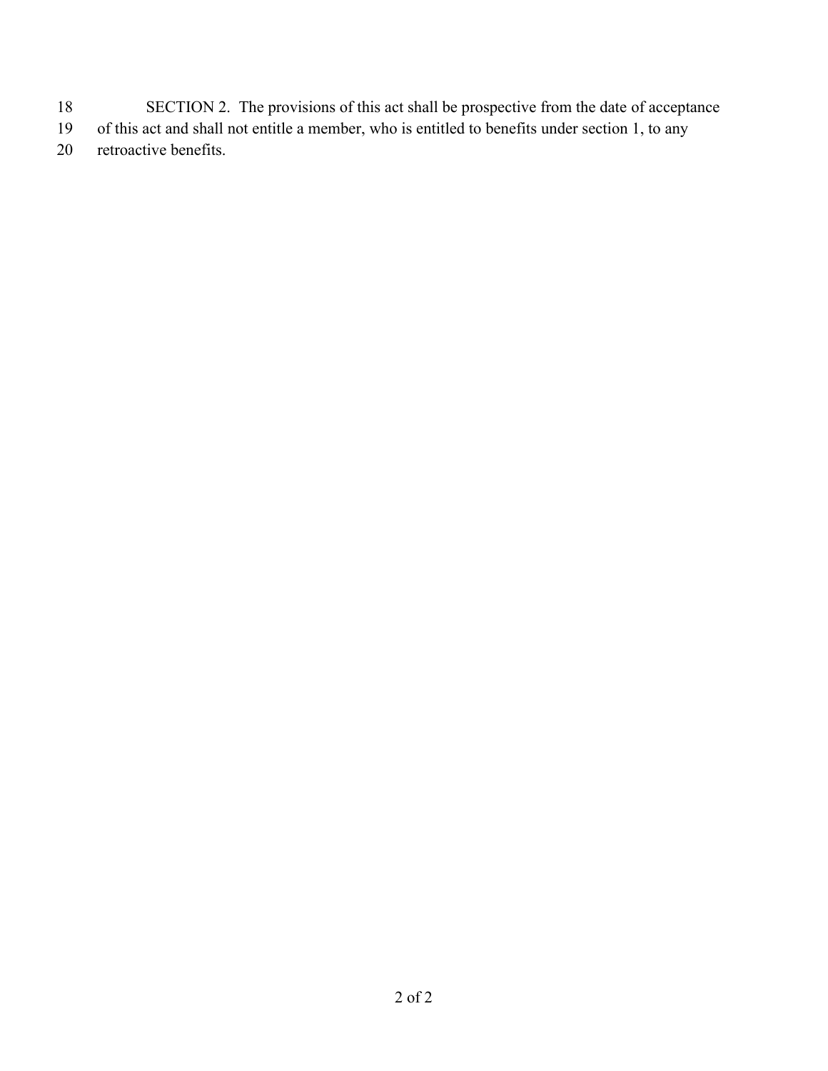SECTION 2. The provisions of this act shall be prospective from the date of acceptance of this act and shall not entitle a member, who is entitled to benefits under section 1, to any retroactive benefits.